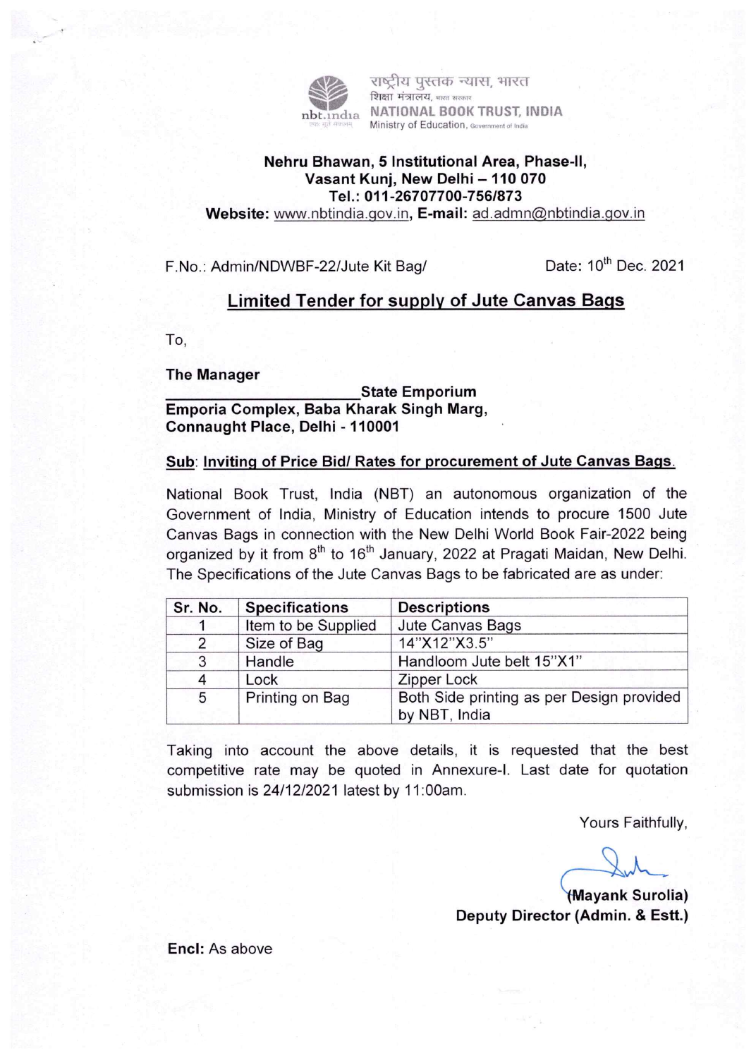राष्ट्रीय पुस्तक न्यास, भारत
शिक्षा मंत्रालय, भारत सरकार
**NATIONAL BOOK TRUST, INDIA**
Ministry of Education, Government of India

**Nehru Bhawan, 5 Institutional Area, Phase-II,**
**Vasant Kunj, New Delhi – 110 070**
**Tel.: 011-26707700-756/873**
**Website:** www.nbtindia.gov.in, **E-mail:** ad.admn@nbtindia.gov.in

F.No.: Admin/NDWBF-22/Jute Kit Bag/ Date: 10th Dec. 2021

## Limited Tender for supply of Jute Canvas Bags

To,

**The Manager**
**\_\_\_\_\_\_\_\_\_\_\_\_\_\_\_\_\_\_\_\_\_\_State Emporium**
**Emporia Complex, Baba Kharak Singh Marg,**
**Connaught Place, Delhi - 110001**

**Sub**: **Inviting of Price Bid/ Rates for procurement of Jute Canvas Bags.**

National Book Trust, India (NBT) an autonomous organization of the Government of India, Ministry of Education intends to procure 1500 Jute Canvas Bags in connection with the New Delhi World Book Fair-2022 being organized by it from 8th to 16th January, 2022 at Pragati Maidan, New Delhi. The Specifications of the Jute Canvas Bags to be fabricated are as under:

| Sr. No. | Specifications | Descriptions |
|---|---|---|
| 1 | Item to be Supplied | Jute Canvas Bags |
| 2 | Size of Bag | 14"X12"X3.5" |
| 3 | Handle | Handloom Jute belt 15"X1" |
| 4 | Lock | Zipper Lock |
| 5 | Printing on Bag | Both Side printing as per Design provided by NBT, India |

Taking into account the above details, it is requested that the best competitive rate may be quoted in Annexure-I. Last date for quotation submission is 24/12/2021 latest by 11:00am.

Yours Faithfully,

**(Mayank Surolia)**
**Deputy Director (Admin. & Estt.)**

**Encl:** As above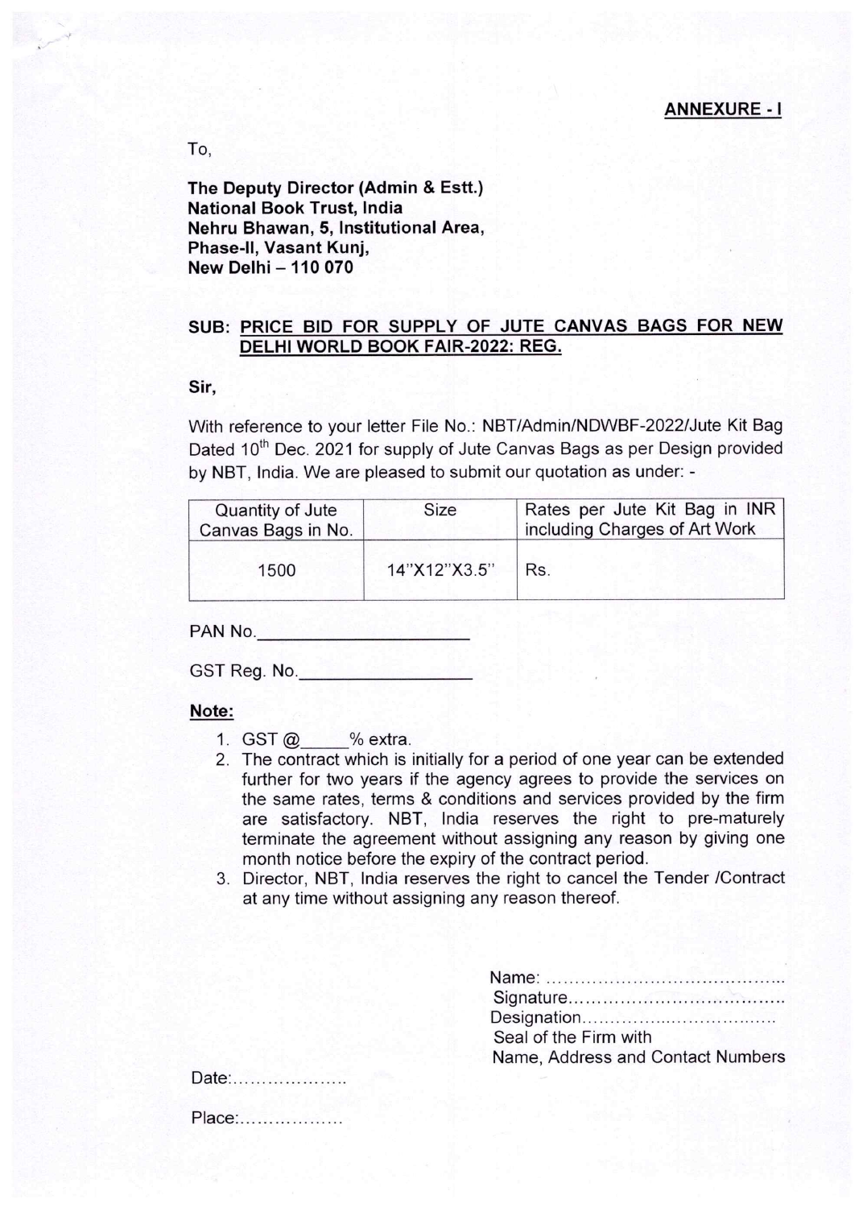**ANNEXURE - I**

To,

**The Deputy Director (Admin & Estt.)**
**National Book Trust, India**
**Nehru Bhawan, 5, Institutional Area,**
**Phase-II, Vasant Kunj,**
**New Delhi – 110 070**

**SUB: PRICE BID FOR SUPPLY OF JUTE CANVAS BAGS FOR NEW DELHI WORLD BOOK FAIR-2022: REG.**

**Sir,**

With reference to your letter File No.: NBT/Admin/NDWBF-2022/Jute Kit Bag Dated 10th Dec. 2021 for supply of Jute Canvas Bags as per Design provided by NBT, India. We are pleased to submit our quotation as under: -

| Quantity of Jute Canvas Bags in No. | Size | Rates per Jute Kit Bag in INR including Charges of Art Work |
|---|---|---|
| 1500 | 14"X12"X3.5" | Rs. |

PAN No.\_\_\_\_\_\_\_\_\_\_\_\_\_\_\_\_\_\_\_\_

GST Reg. No.\_\_\_\_\_\_\_\_\_\_\_\_\_\_\_\_

**Note:**

1. GST @\_\_\_\_\_% extra.
2. The contract which is initially for a period of one year can be extended further for two years if the agency agrees to provide the services on the same rates, terms & conditions and services provided by the firm are satisfactory. NBT, India reserves the right to pre-maturely terminate the agreement without assigning any reason by giving one month notice before the expiry of the contract period.
3. Director, NBT, India reserves the right to cancel the Tender /Contract at any time without assigning any reason thereof.

Name: ..........................................
Signature.......................................
Designation....................................
Seal of the Firm with
Name, Address and Contact Numbers

Date:....................

Place:..................